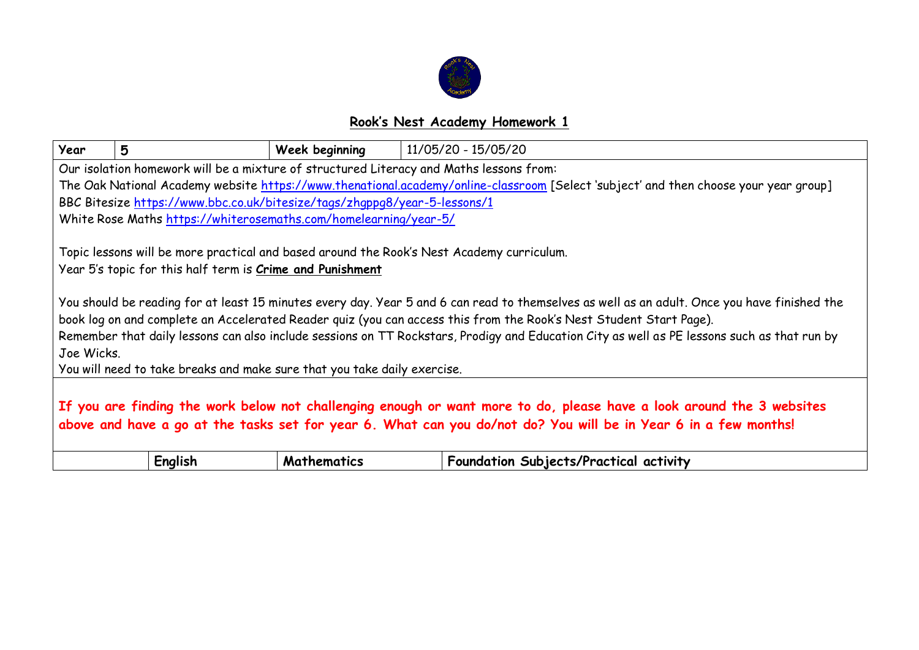# Rook's Nest Academy Homework 1

| Year | 5 | Week beginning | 11/05/20 - 15/05/20 |
|---|---|---|---|

Our isolation homework will be a mixture of structured Literacy and Maths lessons from:

The Oak National Academy website https://www.thenational.academy/online-classroom [Select 'subject' and then choose your year group]

BBC Bitesize https://www.bbc.co.uk/bitesize/tags/zhgppg8/year-5-lessons/1

White Rose Maths https://whiterosemaths.com/homelearning/year-5/

Topic lessons will be more practical and based around the Rook's Nest Academy curriculum.

Year 5's topic for this half term is **Crime and Punishment**

You should be reading for at least 15 minutes every day. Year 5 and 6 can read to themselves as well as an adult. Once you have finished the book log on and complete an Accelerated Reader quiz (you can access this from the Rook's Nest Student Start Page).

Remember that daily lessons can also include sessions on TT Rockstars, Prodigy and Education City as well as PE lessons such as that run by Joe Wicks.

You will need to take breaks and make sure that you take daily exercise.

**If you are finding the work below not challenging enough or want more to do, please have a look around the 3 websites above and have a go at the tasks set for year 6. What can you do/not do? You will be in Year 6 in a few months!**

| | English | Mathematics | Foundation Subjects/Practical activity |
|---|---|---|---|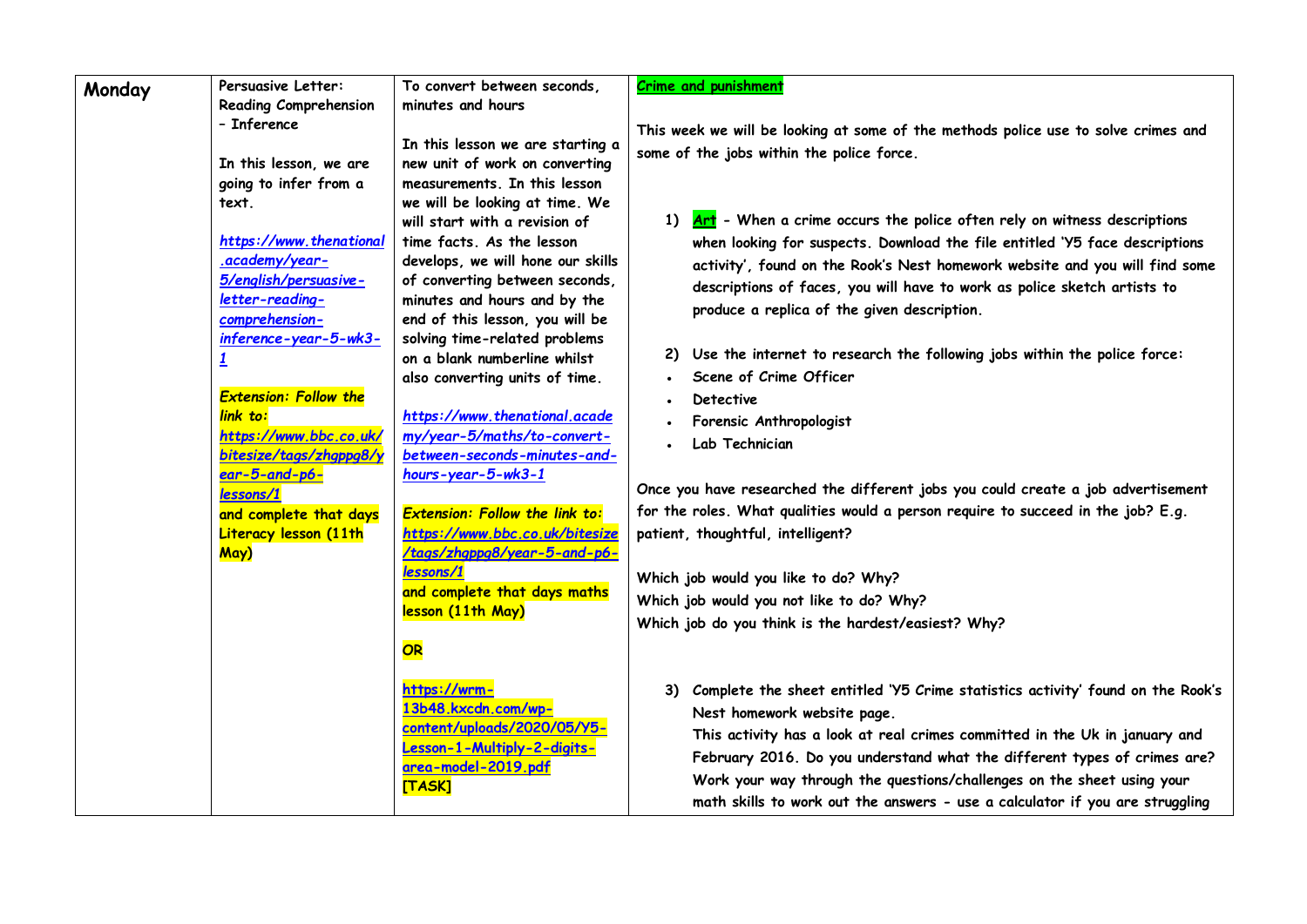| Monday | Persuasive Letter: Reading Comprehension – Inference<br><br>In this lesson, we are going to infer from a text.<br><br>*https://www.thenational.academy/year-5/english/persuasive-letter-reading-comprehension-inference-year-5-wk3-1*<br><br>*Extension: Follow the link to:* *https://www.bbc.co.uk/bitesize/tags/zhgppg8/year-5-and-p6-lessons/1* and complete that days Literacy lesson (11th May) | To convert between seconds, minutes and hours<br><br>In this lesson we are starting a new unit of work on converting measurements. In this lesson we will be looking at time. We will start with a revision of time facts. As the lesson develops, we will hone our skills of converting between seconds, minutes and hours and by the end of this lesson, you will be solving time-related problems on a blank numberline whilst also converting units of time.<br><br>*https://www.thenational.academy/year-5/maths/to-convert-between-seconds-minutes-and-hours-year-5-wk3-1*<br><br>*Extension: Follow the link to:* *https://www.bbc.co.uk/bitesize/tags/zhgppg8/year-5-and-p6-lessons/1* and complete that days maths lesson (11th May)<br><br>**OR**<br><br>https://wrm-13b48.kxcdn.com/wp-content/uploads/2020/05/Y5-Lesson-1-Multiply-2-digits-area-model-2019.pdf [TASK] | **Crime and punishment**<br><br>This week we will be looking at some of the methods police use to solve crimes and some of the jobs within the police force.<br><br>1) **Art** - When a crime occurs the police often rely on witness descriptions when looking for suspects. Download the file entitled 'Y5 face descriptions activity', found on the Rook's Nest homework website and you will find some descriptions of faces, you will have to work as police sketch artists to produce a replica of the given description.<br><br>2) Use the internet to research the following jobs within the police force:<br>• Scene of Crime Officer<br>• Detective<br>• Forensic Anthropologist<br>• Lab Technician<br><br>Once you have researched the different jobs you could create a job advertisement for the roles. What qualities would a person require to succeed in the job? E.g. patient, thoughtful, intelligent?<br><br>Which job would you like to do? Why?<br>Which job would you not like to do? Why?<br>Which job do you think is the hardest/easiest? Why?<br><br>3) Complete the sheet entitled 'Y5 Crime statistics activity' found on the Rook's Nest homework website page. This activity has a look at real crimes committed in the Uk in january and February 2016. Do you understand what the different types of crimes are? Work your way through the questions/challenges on the sheet using your math skills to work out the answers - use a calculator if you are struggling |
|---|---|---|---|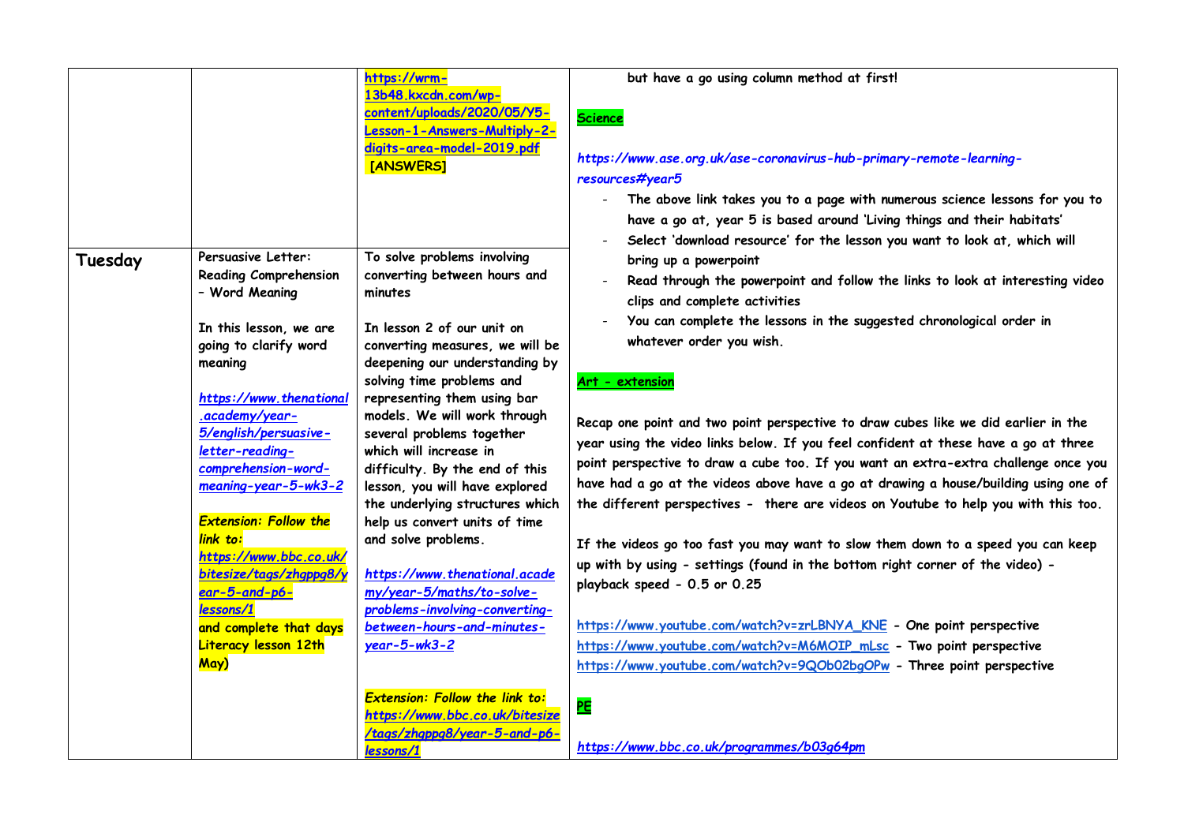| | | | |
|---|---|---|---|
| | | https://wrm-13b48.kxcdn.com/wp-content/uploads/2020/05/Y5-Lesson-1-Answers-Multiply-2-digits-area-model-2019.pdf [ANSWERS] | but have a go using column method at first!<br><br>**Science**<br><br>*https://www.ase.org.uk/ase-coronavirus-hub-primary-remote-learning-resources#year5*<br>- The above link takes you to a page with numerous science lessons for you to have a go at, year 5 is based around 'Living things and their habitats'<br>- Select 'download resource' for the lesson you want to look at, which will bring up a powerpoint<br>- Read through the powerpoint and follow the links to look at interesting video clips and complete activities<br>- You can complete the lessons in the suggested chronological order in whatever order you wish.<br><br>**Art - extension**<br><br>Recap one point and two point perspective to draw cubes like we did earlier in the year using the video links below. If you feel confident at these have a go at three point perspective to draw a cube too. If you want an extra-extra challenge once you have had a go at the videos above have a go at drawing a house/building using one of the different perspectives - there are videos on Youtube to help you with this too.<br><br>If the videos go too fast you may want to slow them down to a speed you can keep up with by using - settings (found in the bottom right corner of the video) - playback speed - 0.5 or 0.25<br><br>https://www.youtube.com/watch?v=zrLBNYA_KNE - One point perspective<br>https://www.youtube.com/watch?v=M6MOIP_mLsc - Two point perspective<br>https://www.youtube.com/watch?v=9QOb02bgOPw - Three point perspective<br><br>**PE**<br><br>*https://www.bbc.co.uk/programmes/b03g64pm* |
| **Tuesday** | Persuasive Letter: Reading Comprehension - Word Meaning<br><br>In this lesson, we are going to clarify word meaning<br><br>*https://www.thenational.academy/year-5/english/persuasive-letter-reading-comprehension-word-meaning-year-5-wk3-2*<br><br>*Extension: Follow the link to:* https://www.bbc.co.uk/bitesize/tags/zhgppg8/year-5-and-p6-lessons/1 and complete that days Literacy lesson 12th May) | To solve problems involving converting between hours and minutes<br><br>In lesson 2 of our unit on converting measures, we will be deepening our understanding by solving time problems and representing them using bar models. We will work through several problems together which will increase in difficulty. By the end of this lesson, you will have explored the underlying structures which help us convert units of time and solve problems.<br><br>*https://www.thenational.academy/year-5/maths/to-solve-problems-involving-converting-between-hours-and-minutes-year-5-wk3-2*<br><br>*Extension: Follow the link to: https://www.bbc.co.uk/bitesize/tags/zhgppg8/year-5-and-p6-lessons/1* | |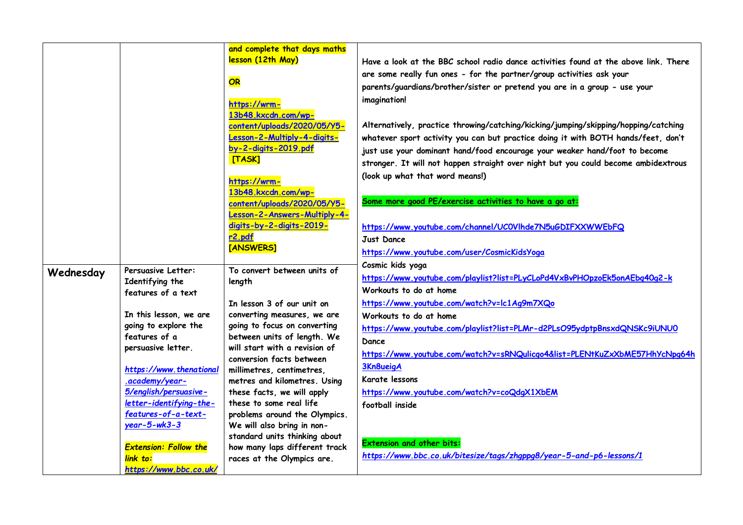| | | | |
|---|---|---|---|
| | | **and complete that days maths lesson (12th May)**<br><br>**OR**<br><br>[https://wrm-13b48.kxcdn.com/wp-content/uploads/2020/05/Y5-Lesson-2-Multiply-4-digits-by-2-digits-2019.pdf](https://wrm-13b48.kxcdn.com/wp-content/uploads/2020/05/Y5-Lesson-2-Multiply-4-digits-by-2-digits-2019.pdf) **[TASK]**<br><br>[https://wrm-13b48.kxcdn.com/wp-content/uploads/2020/05/Y5-Lesson-2-Answers-Multiply-4-digits-by-2-digits-2019-r2.pdf](https://wrm-13b48.kxcdn.com/wp-content/uploads/2020/05/Y5-Lesson-2-Answers-Multiply-4-digits-by-2-digits-2019-r2.pdf) **[ANSWERS]** | **Have a look at the BBC school radio dance activities found at the above link. There are some really fun ones - for the partner/group activities ask your parents/guardians/brother/sister or pretend you are in a group - use your imagination!**<br><br>**Alternatively, practice throwing/catching/kicking/jumping/skipping/hopping/catching whatever sport activity you can but practice doing it with BOTH hands/feet, don't just use your dominant hand/food encourage your weaker hand/foot to become stronger. It will not happen straight over night but you could become ambidextrous (look up what that word means!)**<br><br>**Some more good PE/exercise activities to have a go at:**<br><br>https://www.youtube.com/channel/UC0Vlhde7N5uGDIFXXWWEbFQ<br>Just Dance<br>https://www.youtube.com/user/CosmicKidsYoga<br>Cosmic kids yoga<br>https://www.youtube.com/playlist?list=PLyCLoPd4VxBvPHOpzoEk5onAEbq40g2-k<br>Workouts to do at home<br>https://www.youtube.com/watch?v=lc1Ag9m7XQo<br>Workouts to do at home<br>https://www.youtube.com/playlist?list=PLMr-d2PLsO95ydptpBnsxdQNSKc9iUNU0<br>Dance<br>https://www.youtube.com/watch?v=sRNQulicgo4&list=PLENtKuZxXbME57HhYcNpg64h3Kn8ueigA<br>Karate lessons<br>https://www.youtube.com/watch?v=coQdgX1XbEM<br>football inside<br><br>**Extension and other bits:**<br>*https://www.bbc.co.uk/bitesize/tags/zhgppg8/year-5-and-p6-lessons/1* |
| **Wednesday** | Persuasive Letter: Identifying the features of a text<br><br>In this lesson, we are going to explore the features of a persuasive letter.<br><br>*https://www.thenational.academy/year-5/english/persuasive-letter-identifying-the-features-of-a-text-year-5-wk3-3*<br><br>***Extension: Follow the link to:*** *https://www.bbc.co.uk/* | To convert between units of length<br><br>In lesson 3 of our unit on converting measures, we are going to focus on converting between units of length. We will start with a revision of conversion facts between millimetres, centimetres, metres and kilometres. Using these facts, we will apply these to some real life problems around the Olympics. We will also bring in non-standard units thinking about how many laps different track races at the Olympics are. | |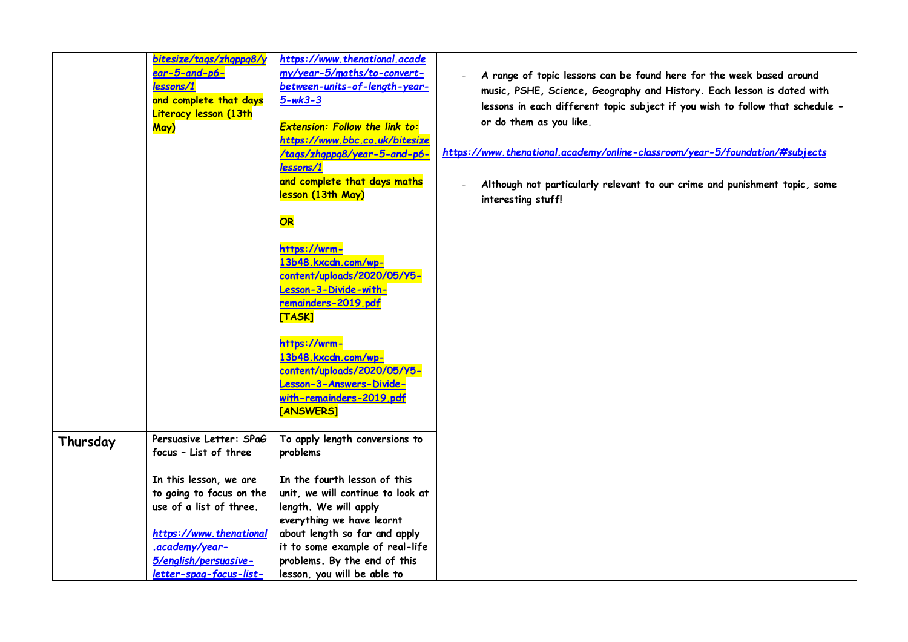| | | | |
|---|---|---|---|
| | bitesize/tags/zhgppg8/year-5-and-p6-lessons/1 and complete that days Literacy lesson (13th May) | https://www.thenational.academy/year-5/maths/to-convert-between-units-of-length-year-5-wk3-3<br><br>*Extension: Follow the link to:* https://www.bbc.co.uk/bitesize/tags/zhgppg8/year-5-and-p6-lessons/1 and complete that days maths lesson (13th May)<br><br>*OR*<br><br>https://wrm-13b48.kxcdn.com/wp-content/uploads/2020/05/Y5-Lesson-3-Divide-with-remainders-2019.pdf [TASK]<br><br>https://wrm-13b48.kxcdn.com/wp-content/uploads/2020/05/Y5-Lesson-3-Answers-Divide-with-remainders-2019.pdf [ANSWERS] | - A range of topic lessons can be found here for the week based around music, PSHE, Science, Geography and History. Each lesson is dated with lessons in each different topic subject if you wish to follow that schedule - or do them as you like.<br><br>https://www.thenational.academy/online-classroom/year-5/foundation/#subjects<br><br>- Although not particularly relevant to our crime and punishment topic, some interesting stuff! |
| **Thursday** | Persuasive Letter: SPaG focus – List of three<br><br>In this lesson, we are to going to focus on the use of a list of three.<br><br>https://www.thenational.academy/year-5/english/persuasive-letter-spag-focus-list- | To apply length conversions to problems<br><br>In the fourth lesson of this unit, we will continue to look at length. We will apply everything we have learnt about length so far and apply it to some example of real-life problems. By the end of this lesson, you will be able to | |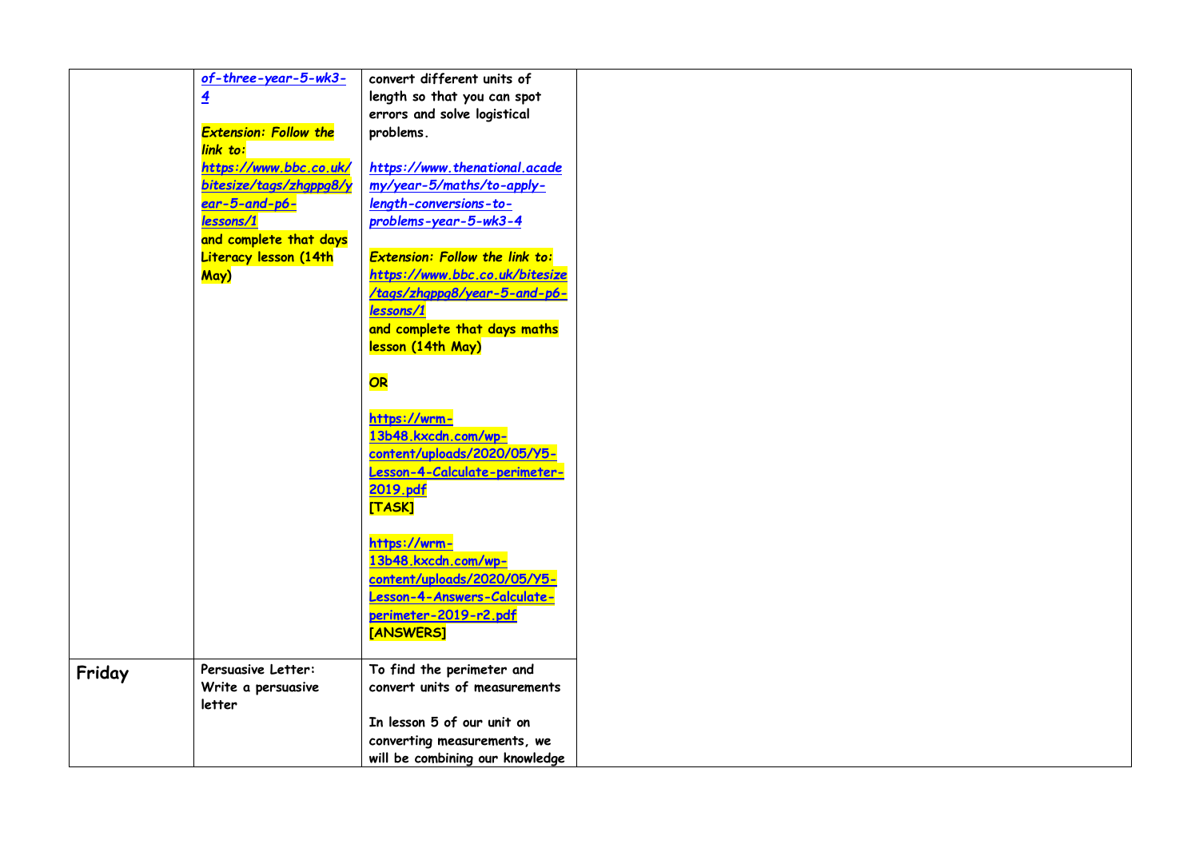| | | | |
|---|---|---|---|
| | *of-three-year-5-wk3-4*<br><br>***Extension: Follow the link to:***<br>***https://www.bbc.co.uk/bitesize/tags/zhgppg8/year-5-and-p6-lessons/1***<br>**and complete that days Literacy lesson (14th May)** | **convert different units of length so that you can spot errors and solve logistical problems.**<br><br>***https://www.thenational.academy/year-5/maths/to-apply-length-conversions-to-problems-year-5-wk3-4***<br><br>***Extension: Follow the link to:***<br>***https://www.bbc.co.uk/bitesize/tags/zhgppg8/year-5-and-p6-lessons/1***<br>**and complete that days maths lesson (14th May)**<br><br>***OR***<br><br>**https://wrm-13b48.kxcdn.com/wp-content/uploads/2020/05/Y5-Lesson-4-Calculate-perimeter-2019.pdf**<br>**[TASK]**<br><br>**https://wrm-13b48.kxcdn.com/wp-content/uploads/2020/05/Y5-Lesson-4-Answers-Calculate-perimeter-2019-r2.pdf**<br>**[ANSWERS]** | |
| **Friday** | **Persuasive Letter: Write a persuasive letter** | **To find the perimeter and convert units of measurements**<br><br>**In lesson 5 of our unit on converting measurements, we will be combining our knowledge** | |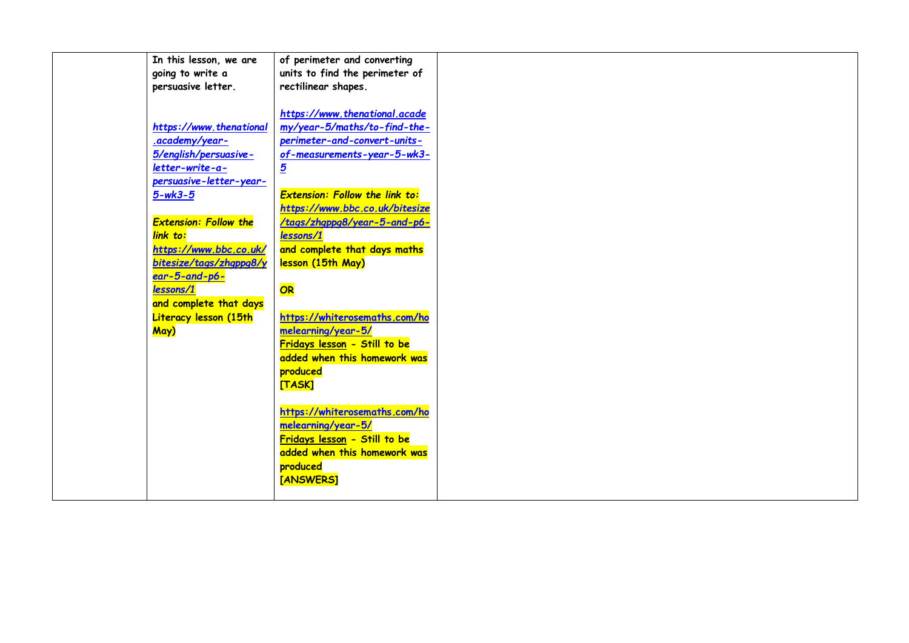| | | | |
|---|---|---|---|
| | In this lesson, we are going to write a persuasive letter.<br><br>*https://www.thenational.academy/year-5/english/persuasive-letter-write-a-persuasive-letter-year-5-wk3-5*<br><br>***Extension: Follow the link to:***<br>***https://www.bbc.co.uk/bitesize/tags/zhgppg8/year-5-and-p6-lessons/1***<br>**and complete that days Literacy lesson (15th May)** | **of perimeter and converting units to find the perimeter of rectilinear shapes.**<br><br>***https://www.thenational.academy/year-5/maths/to-find-the-perimeter-and-convert-units-of-measurements-year-5-wk3-5***<br><br>***Extension: Follow the link to:***<br>***https://www.bbc.co.uk/bitesize/tags/zhgppg8/year-5-and-p6-lessons/1***<br>**and complete that days maths lesson (15th May)**<br><br>***OR***<br><br>**https://whiterosemaths.com/homelearning/year-5/**<br>**Fridays lesson - Still to be added when this homework was produced**<br>**[TASK]**<br><br>**https://whiterosemaths.com/homelearning/year-5/**<br>**Fridays lesson - Still to be added when this homework was produced**<br>**[ANSWERS]** | |